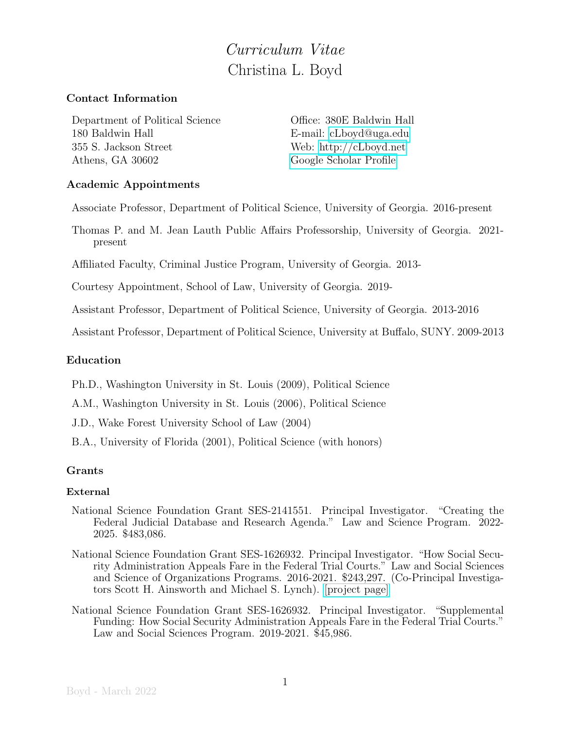# *Curriculum Vitae*
# Christina L. Boyd

## Contact Information

Department of Political Science
180 Baldwin Hall
355 S. Jackson Street
Athens, GA 30602

Office: 380E Baldwin Hall
E-mail: cLboyd@uga.edu
Web: http://cLboyd.net
Google Scholar Profile

## Academic Appointments

Associate Professor, Department of Political Science, University of Georgia. 2016-present

Thomas P. and M. Jean Lauth Public Affairs Professorship, University of Georgia. 2021-present

Affiliated Faculty, Criminal Justice Program, University of Georgia. 2013-

Courtesy Appointment, School of Law, University of Georgia. 2019-

Assistant Professor, Department of Political Science, University of Georgia. 2013-2016

Assistant Professor, Department of Political Science, University at Buffalo, SUNY. 2009-2013

## Education

Ph.D., Washington University in St. Louis (2009), Political Science

A.M., Washington University in St. Louis (2006), Political Science

J.D., Wake Forest University School of Law (2004)

B.A., University of Florida (2001), Political Science (with honors)

## Grants

### External

National Science Foundation Grant SES-2141551. Principal Investigator. "Creating the Federal Judicial Database and Research Agenda." Law and Science Program. 2022-2025. $483,086.

National Science Foundation Grant SES-1626932. Principal Investigator. "How Social Security Administration Appeals Fare in the Federal Trial Courts." Law and Social Sciences and Science of Organizations Programs. 2016-2021. $243,297. (Co-Principal Investigators Scott H. Ainsworth and Michael S. Lynch). [project page]

National Science Foundation Grant SES-1626932. Principal Investigator. "Supplemental Funding: How Social Security Administration Appeals Fare in the Federal Trial Courts." Law and Social Sciences Program. 2019-2021. $45,986.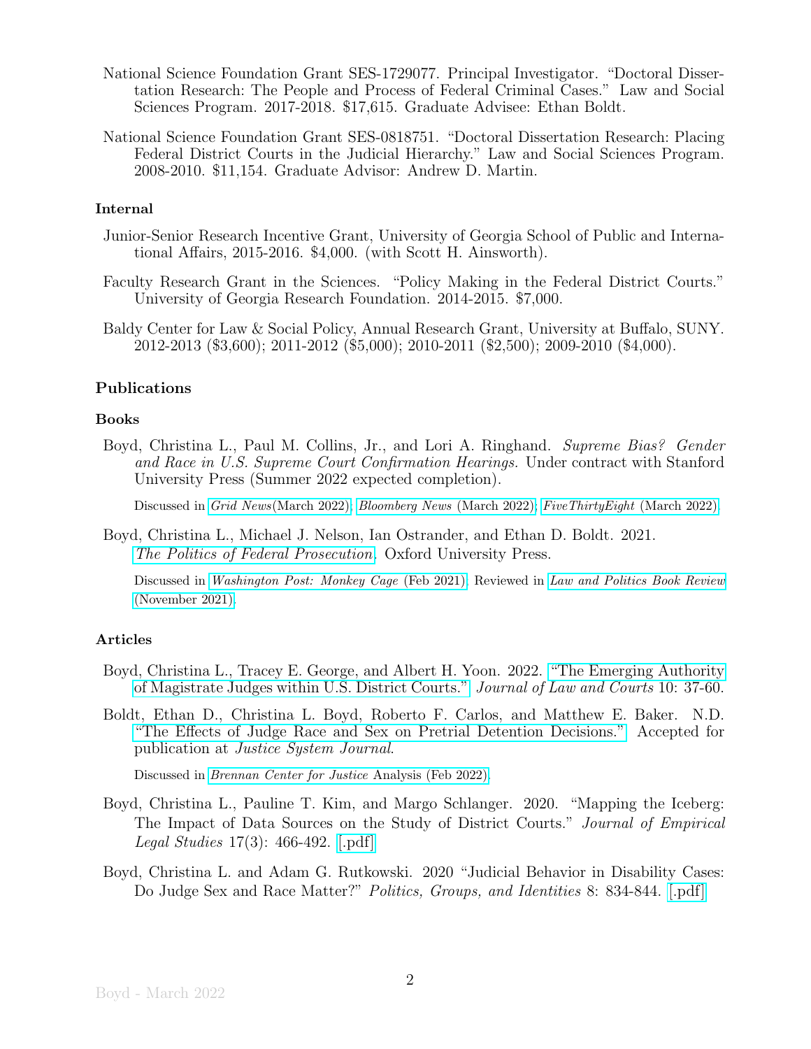National Science Foundation Grant SES-1729077. Principal Investigator. "Doctoral Dissertation Research: The People and Process of Federal Criminal Cases." Law and Social Sciences Program. 2017-2018. $17,615. Graduate Advisee: Ethan Boldt.

National Science Foundation Grant SES-0818751. "Doctoral Dissertation Research: Placing Federal District Courts in the Judicial Hierarchy." Law and Social Sciences Program. 2008-2010. $11,154. Graduate Advisor: Andrew D. Martin.

### Internal

Junior-Senior Research Incentive Grant, University of Georgia School of Public and International Affairs, 2015-2016. $4,000. (with Scott H. Ainsworth).

Faculty Research Grant in the Sciences. "Policy Making in the Federal District Courts." University of Georgia Research Foundation. 2014-2015. $7,000.

Baldy Center for Law & Social Policy, Annual Research Grant, University at Buffalo, SUNY. 2012-2013 ($3,600); 2011-2012 ($5,000); 2010-2011 ($2,500); 2009-2010 ($4,000).

## Publications

### Books

Boyd, Christina L., Paul M. Collins, Jr., and Lori A. Ringhand. *Supreme Bias? Gender and Race in U.S. Supreme Court Confirmation Hearings.* Under contract with Stanford University Press (Summer 2022 expected completion).

Discussed in *Grid News*(March 2022); *Bloomberg News* (March 2022); *FiveThirtyEight* (March 2022).

Boyd, Christina L., Michael J. Nelson, Ian Ostrander, and Ethan D. Boldt. 2021. *The Politics of Federal Prosecution*. Oxford University Press.

Discussed in *Washington Post: Monkey Cage* (Feb 2021). Reviewed in *Law and Politics Book Review* (November 2021).

### Articles

Boyd, Christina L., Tracey E. George, and Albert H. Yoon. 2022. "The Emerging Authority of Magistrate Judges within U.S. District Courts." *Journal of Law and Courts* 10: 37-60.

Boldt, Ethan D., Christina L. Boyd, Roberto F. Carlos, and Matthew E. Baker. N.D. "The Effects of Judge Race and Sex on Pretrial Detention Decisions." Accepted for publication at *Justice System Journal*.

Discussed in *Brennan Center for Justice* Analysis (Feb 2022).

Boyd, Christina L., Pauline T. Kim, and Margo Schlanger. 2020. "Mapping the Iceberg: The Impact of Data Sources on the Study of District Courts." *Journal of Empirical Legal Studies* 17(3): 466-492. [.pdf]

Boyd, Christina L. and Adam G. Rutkowski. 2020 "Judicial Behavior in Disability Cases: Do Judge Sex and Race Matter?" *Politics, Groups, and Identities* 8: 834-844. [.pdf]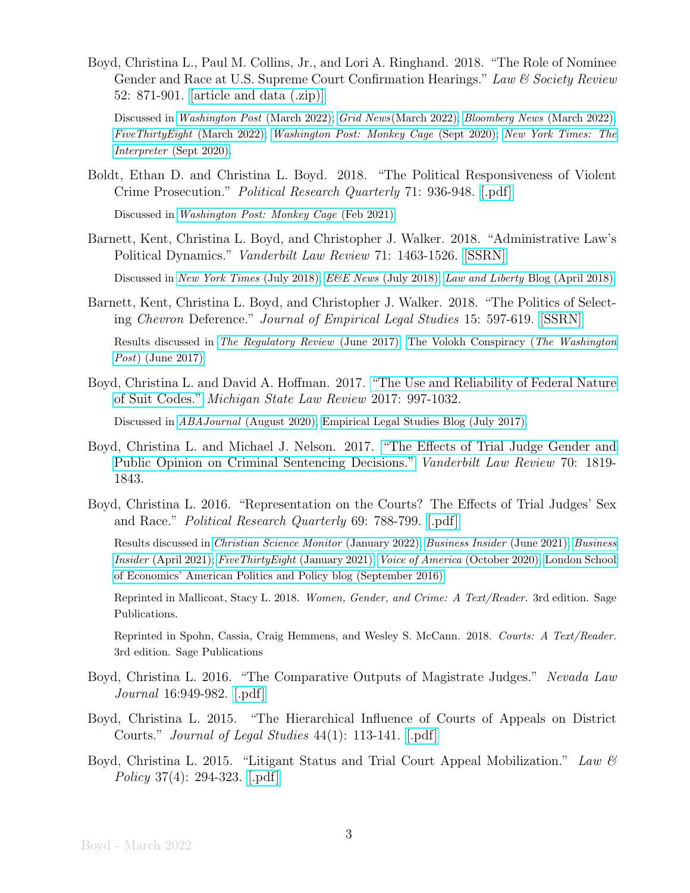Boyd, Christina L., Paul M. Collins, Jr., and Lori A. Ringhand. 2018. "The Role of Nominee Gender and Race at U.S. Supreme Court Confirmation Hearings." *Law & Society Review* 52: 871-901. [article and data (.zip)]

Discussed in *Washington Post* (March 2022); *Grid News*(March 2022); *Bloomberg News* (March 2022); *FiveThirtyEight* (March 2022); *Washington Post: Monkey Cage* (Sept 2020); *New York Times: The Interpreter* (Sept 2020).

Boldt, Ethan D. and Christina L. Boyd. 2018. "The Political Responsiveness of Violent Crime Prosecution." *Political Research Quarterly* 71: 936-948. [.pdf]

Discussed in *Washington Post: Monkey Cage* (Feb 2021)

Barnett, Kent, Christina L. Boyd, and Christopher J. Walker. 2018. "Administrative Law's Political Dynamics." *Vanderbilt Law Review* 71: 1463-1526. [SSRN]

Discussed in *New York Times* (July 2018); *E&E News* (July 2018); *Law and Liberty* Blog (April 2018).

Barnett, Kent, Christina L. Boyd, and Christopher J. Walker. 2018. "The Politics of Selecting *Chevron* Deference." *Journal of Empirical Legal Studies* 15: 597-619. [SSRN]

Results discussed in *The Regulatory Review* (June 2017); The Volokh Conspiracy (*The Washington Post*) (June 2017)

Boyd, Christina L. and David A. Hoffman. 2017. "The Use and Reliability of Federal Nature of Suit Codes." *Michigan State Law Review* 2017: 997-1032.

Discussed in *ABAJournal* (August 2020); Empirical Legal Studies Blog (July 2017).

Boyd, Christina L. and Michael J. Nelson. 2017. "The Effects of Trial Judge Gender and Public Opinion on Criminal Sentencing Decisions." *Vanderbilt Law Review* 70: 1819-1843.

Boyd, Christina L. 2016. "Representation on the Courts? The Effects of Trial Judges' Sex and Race." *Political Research Quarterly* 69: 788-799. [.pdf]

Results discussed in *Christian Science Monitor* (January 2022); *Business Insider* (June 2021); *Business Insider* (April 2021); *FiveThirtyEight* (January 2021); *Voice of America* (October 2020); London School of Economics' American Politics and Policy blog (September 2016)

Reprinted in Mallicoat, Stacy L. 2018. *Women, Gender, and Crime: A Text/Reader.* 3rd edition. Sage Publications.

Reprinted in Spohn, Cassia, Craig Hemmens, and Wesley S. McCann. 2018. *Courts: A Text/Reader.* 3rd edition. Sage Publications

Boyd, Christina L. 2016. "The Comparative Outputs of Magistrate Judges." *Nevada Law Journal* 16:949-982. [.pdf]

Boyd, Christina L. 2015. "The Hierarchical Influence of Courts of Appeals on District Courts." *Journal of Legal Studies* 44(1): 113-141. [.pdf]

Boyd, Christina L. 2015. "Litigant Status and Trial Court Appeal Mobilization." *Law & Policy* 37(4): 294-323. [.pdf]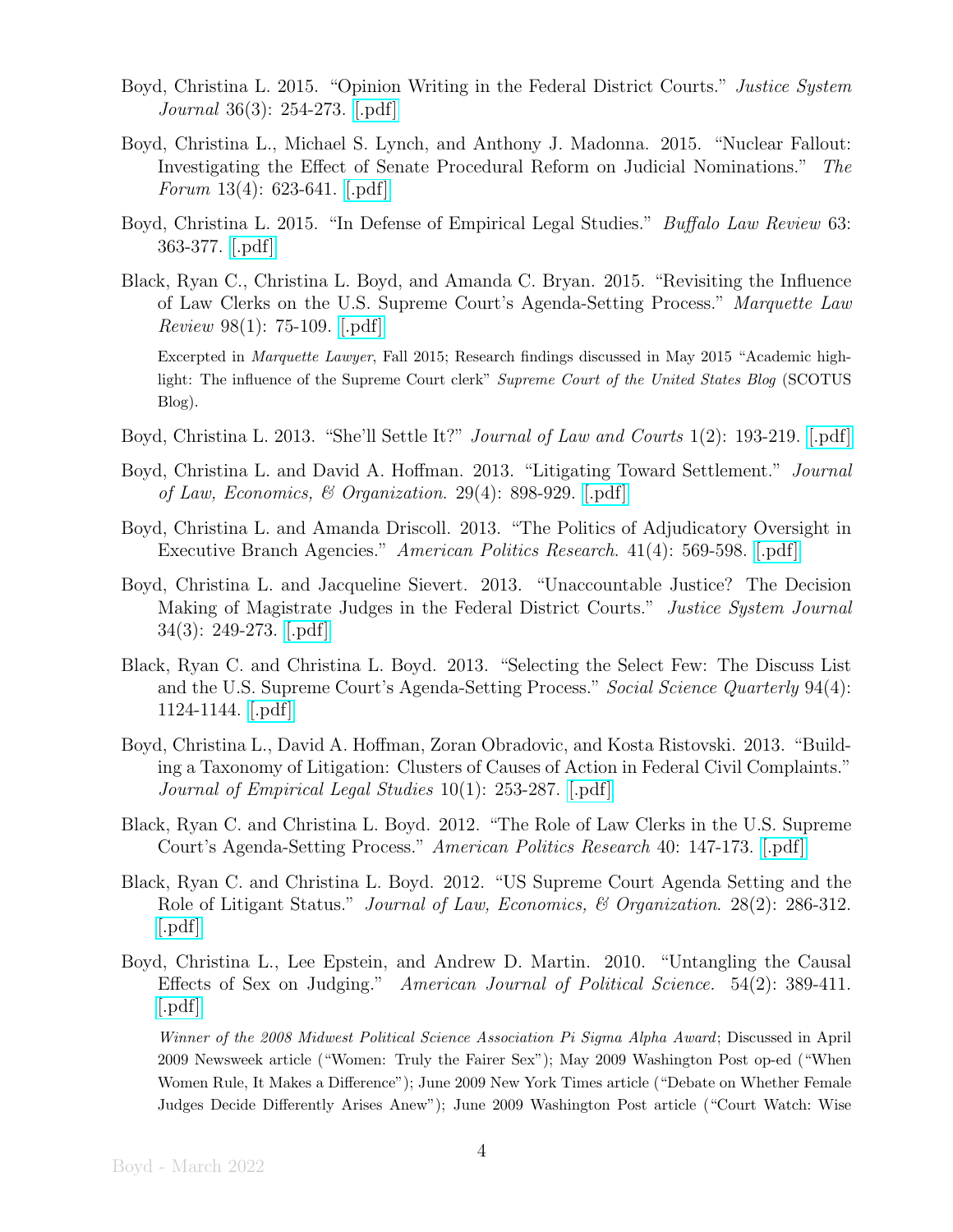Boyd, Christina L. 2015. "Opinion Writing in the Federal District Courts." *Justice System Journal* 36(3): 254-273. [.pdf]

Boyd, Christina L., Michael S. Lynch, and Anthony J. Madonna. 2015. "Nuclear Fallout: Investigating the Effect of Senate Procedural Reform on Judicial Nominations." *The Forum* 13(4): 623-641. [.pdf]

Boyd, Christina L. 2015. "In Defense of Empirical Legal Studies." *Buffalo Law Review* 63: 363-377. [.pdf]

Black, Ryan C., Christina L. Boyd, and Amanda C. Bryan. 2015. "Revisiting the Influence of Law Clerks on the U.S. Supreme Court's Agenda-Setting Process." *Marquette Law Review* 98(1): 75-109. [.pdf]

Excerpted in *Marquette Lawyer*, Fall 2015; Research findings discussed in May 2015 "Academic highlight: The influence of the Supreme Court clerk" *Supreme Court of the United States Blog* (SCOTUS Blog).

Boyd, Christina L. 2013. "She'll Settle It?" *Journal of Law and Courts* 1(2): 193-219. [.pdf]

Boyd, Christina L. and David A. Hoffman. 2013. "Litigating Toward Settlement." *Journal of Law, Economics, & Organization*. 29(4): 898-929. [.pdf]

Boyd, Christina L. and Amanda Driscoll. 2013. "The Politics of Adjudicatory Oversight in Executive Branch Agencies." *American Politics Research*. 41(4): 569-598. [.pdf]

Boyd, Christina L. and Jacqueline Sievert. 2013. "Unaccountable Justice? The Decision Making of Magistrate Judges in the Federal District Courts." *Justice System Journal* 34(3): 249-273. [.pdf]

Black, Ryan C. and Christina L. Boyd. 2013. "Selecting the Select Few: The Discuss List and the U.S. Supreme Court's Agenda-Setting Process." *Social Science Quarterly* 94(4): 1124-1144. [.pdf]

Boyd, Christina L., David A. Hoffman, Zoran Obradovic, and Kosta Ristovski. 2013. "Building a Taxonomy of Litigation: Clusters of Causes of Action in Federal Civil Complaints." *Journal of Empirical Legal Studies* 10(1): 253-287. [.pdf]

Black, Ryan C. and Christina L. Boyd. 2012. "The Role of Law Clerks in the U.S. Supreme Court's Agenda-Setting Process." *American Politics Research* 40: 147-173. [.pdf]

Black, Ryan C. and Christina L. Boyd. 2012. "US Supreme Court Agenda Setting and the Role of Litigant Status." *Journal of Law, Economics, & Organization*. 28(2): 286-312. [.pdf]

Boyd, Christina L., Lee Epstein, and Andrew D. Martin. 2010. "Untangling the Causal Effects of Sex on Judging." *American Journal of Political Science*. 54(2): 389-411. [.pdf]

*Winner of the 2008 Midwest Political Science Association Pi Sigma Alpha Award*; Discussed in April 2009 Newsweek article ("Women: Truly the Fairer Sex"); May 2009 Washington Post op-ed ("When Women Rule, It Makes a Difference"); June 2009 New York Times article ("Debate on Whether Female Judges Decide Differently Arises Anew"); June 2009 Washington Post article ("Court Watch: Wise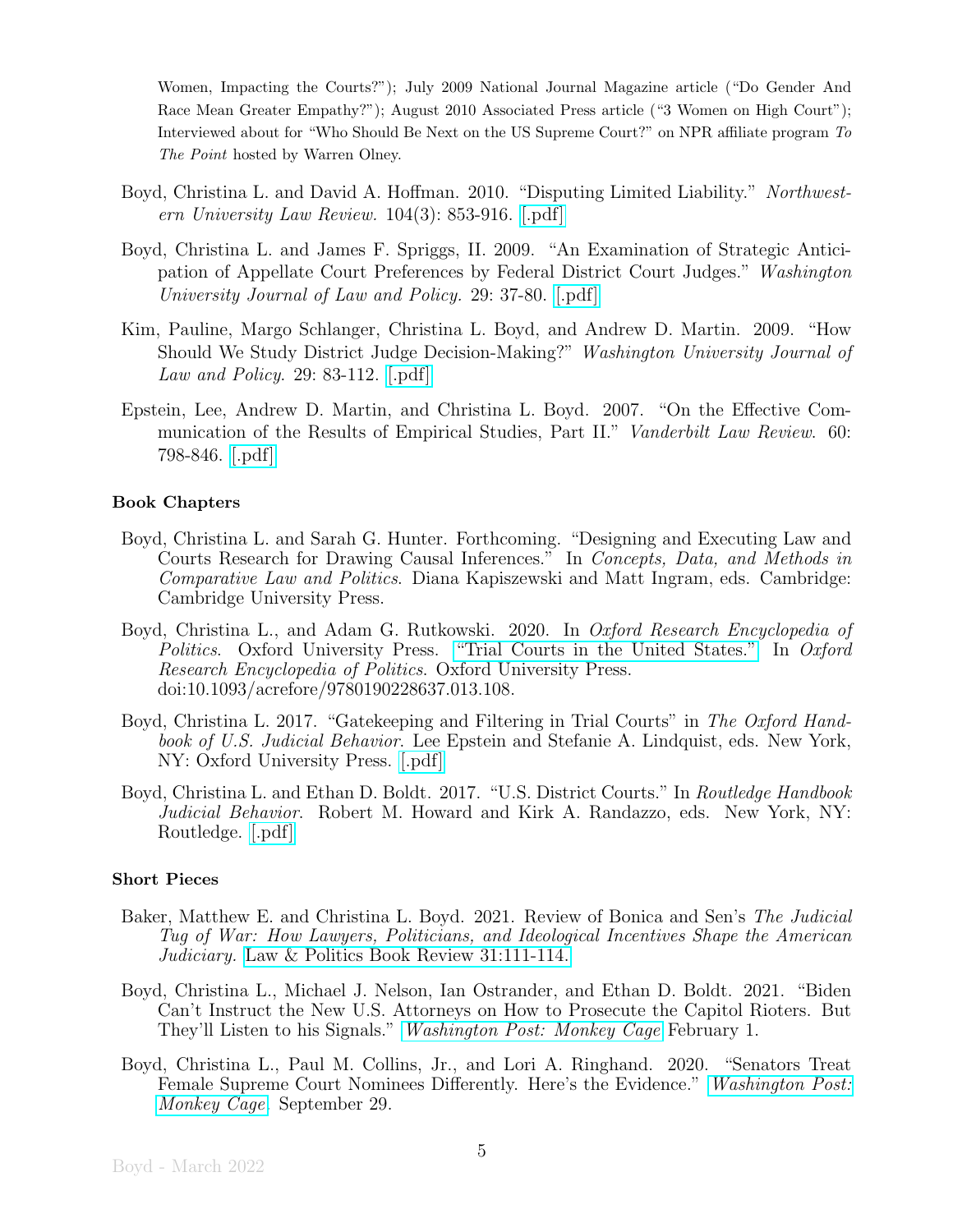Women, Impacting the Courts?"); July 2009 National Journal Magazine article ("Do Gender And Race Mean Greater Empathy?"); August 2010 Associated Press article ("3 Women on High Court"); Interviewed about for "Who Should Be Next on the US Supreme Court?" on NPR affiliate program *To The Point* hosted by Warren Olney.

- Boyd, Christina L. and David A. Hoffman. 2010. "Disputing Limited Liability." *Northwestern University Law Review*. 104(3): 853-916. [.pdf]

- Boyd, Christina L. and James F. Spriggs, II. 2009. "An Examination of Strategic Anticipation of Appellate Court Preferences by Federal District Court Judges." *Washington University Journal of Law and Policy*. 29: 37-80. [.pdf]

- Kim, Pauline, Margo Schlanger, Christina L. Boyd, and Andrew D. Martin. 2009. "How Should We Study District Judge Decision-Making?" *Washington University Journal of Law and Policy*. 29: 83-112. [.pdf]

- Epstein, Lee, Andrew D. Martin, and Christina L. Boyd. 2007. "On the Effective Communication of the Results of Empirical Studies, Part II." *Vanderbilt Law Review*. 60: 798-846. [.pdf]

### Book Chapters

- Boyd, Christina L. and Sarah G. Hunter. Forthcoming. "Designing and Executing Law and Courts Research for Drawing Causal Inferences." In *Concepts, Data, and Methods in Comparative Law and Politics*. Diana Kapiszewski and Matt Ingram, eds. Cambridge: Cambridge University Press.

- Boyd, Christina L., and Adam G. Rutkowski. 2020. In *Oxford Research Encyclopedia of Politics*. Oxford University Press. "Trial Courts in the United States." In *Oxford Research Encyclopedia of Politics*. Oxford University Press. doi:10.1093/acrefore/9780190228637.013.108.

- Boyd, Christina L. 2017. "Gatekeeping and Filtering in Trial Courts" in *The Oxford Handbook of U.S. Judicial Behavior*. Lee Epstein and Stefanie A. Lindquist, eds. New York, NY: Oxford University Press. [.pdf]

- Boyd, Christina L. and Ethan D. Boldt. 2017. "U.S. District Courts." In *Routledge Handbook Judicial Behavior*. Robert M. Howard and Kirk A. Randazzo, eds. New York, NY: Routledge. [.pdf]

### Short Pieces

- Baker, Matthew E. and Christina L. Boyd. 2021. Review of Bonica and Sen's *The Judicial Tug of War: How Lawyers, Politicians, and Ideological Incentives Shape the American Judiciary*. Law & Politics Book Review 31:111-114.

- Boyd, Christina L., Michael J. Nelson, Ian Ostrander, and Ethan D. Boldt. 2021. "Biden Can't Instruct the New U.S. Attorneys on How to Prosecute the Capitol Rioters. But They'll Listen to his Signals." *Washington Post: Monkey Cage* February 1.

- Boyd, Christina L., Paul M. Collins, Jr., and Lori A. Ringhand. 2020. "Senators Treat Female Supreme Court Nominees Differently. Here's the Evidence." *Washington Post: Monkey Cage*. September 29.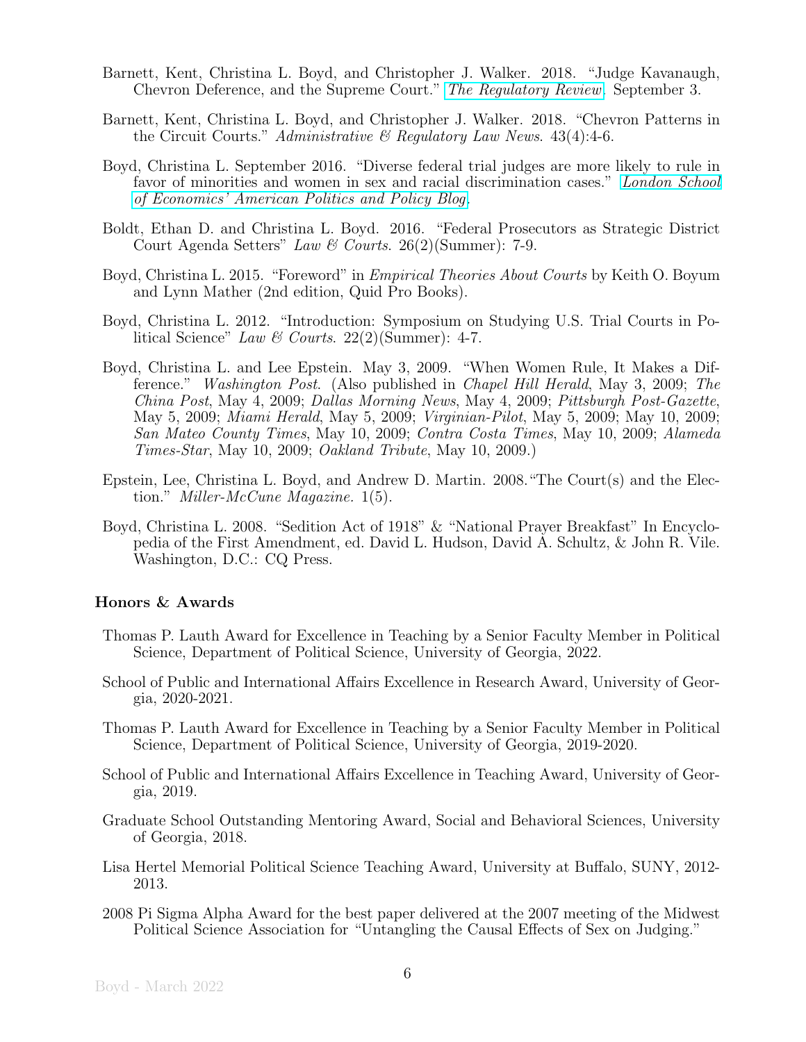Barnett, Kent, Christina L. Boyd, and Christopher J. Walker. 2018. "Judge Kavanaugh, Chevron Deference, and the Supreme Court." *The Regulatory Review*. September 3.

Barnett, Kent, Christina L. Boyd, and Christopher J. Walker. 2018. "Chevron Patterns in the Circuit Courts." *Administrative & Regulatory Law News*. 43(4):4-6.

Boyd, Christina L. September 2016. "Diverse federal trial judges are more likely to rule in favor of minorities and women in sex and racial discrimination cases." *London School of Economics' American Politics and Policy Blog*.

Boldt, Ethan D. and Christina L. Boyd. 2016. "Federal Prosecutors as Strategic District Court Agenda Setters" *Law & Courts*. 26(2)(Summer): 7-9.

Boyd, Christina L. 2015. "Foreword" in *Empirical Theories About Courts* by Keith O. Boyum and Lynn Mather (2nd edition, Quid Pro Books).

Boyd, Christina L. 2012. "Introduction: Symposium on Studying U.S. Trial Courts in Political Science" *Law & Courts*. 22(2)(Summer): 4-7.

Boyd, Christina L. and Lee Epstein. May 3, 2009. "When Women Rule, It Makes a Difference." *Washington Post*. (Also published in *Chapel Hill Herald*, May 3, 2009; *The China Post*, May 4, 2009; *Dallas Morning News*, May 4, 2009; *Pittsburgh Post-Gazette*, May 5, 2009; *Miami Herald*, May 5, 2009; *Virginian-Pilot*, May 5, 2009; May 10, 2009; *San Mateo County Times*, May 10, 2009; *Contra Costa Times*, May 10, 2009; *Alameda Times-Star*, May 10, 2009; *Oakland Tribute*, May 10, 2009.)

Epstein, Lee, Christina L. Boyd, and Andrew D. Martin. 2008."The Court(s) and the Election." *Miller-McCune Magazine.* 1(5).

Boyd, Christina L. 2008. "Sedition Act of 1918" & "National Prayer Breakfast" In Encyclopedia of the First Amendment, ed. David L. Hudson, David A. Schultz, & John R. Vile. Washington, D.C.: CQ Press.

### Honors & Awards

Thomas P. Lauth Award for Excellence in Teaching by a Senior Faculty Member in Political Science, Department of Political Science, University of Georgia, 2022.

School of Public and International Affairs Excellence in Research Award, University of Georgia, 2020-2021.

Thomas P. Lauth Award for Excellence in Teaching by a Senior Faculty Member in Political Science, Department of Political Science, University of Georgia, 2019-2020.

School of Public and International Affairs Excellence in Teaching Award, University of Georgia, 2019.

Graduate School Outstanding Mentoring Award, Social and Behavioral Sciences, University of Georgia, 2018.

Lisa Hertel Memorial Political Science Teaching Award, University at Buffalo, SUNY, 2012-2013.

2008 Pi Sigma Alpha Award for the best paper delivered at the 2007 meeting of the Midwest Political Science Association for "Untangling the Causal Effects of Sex on Judging."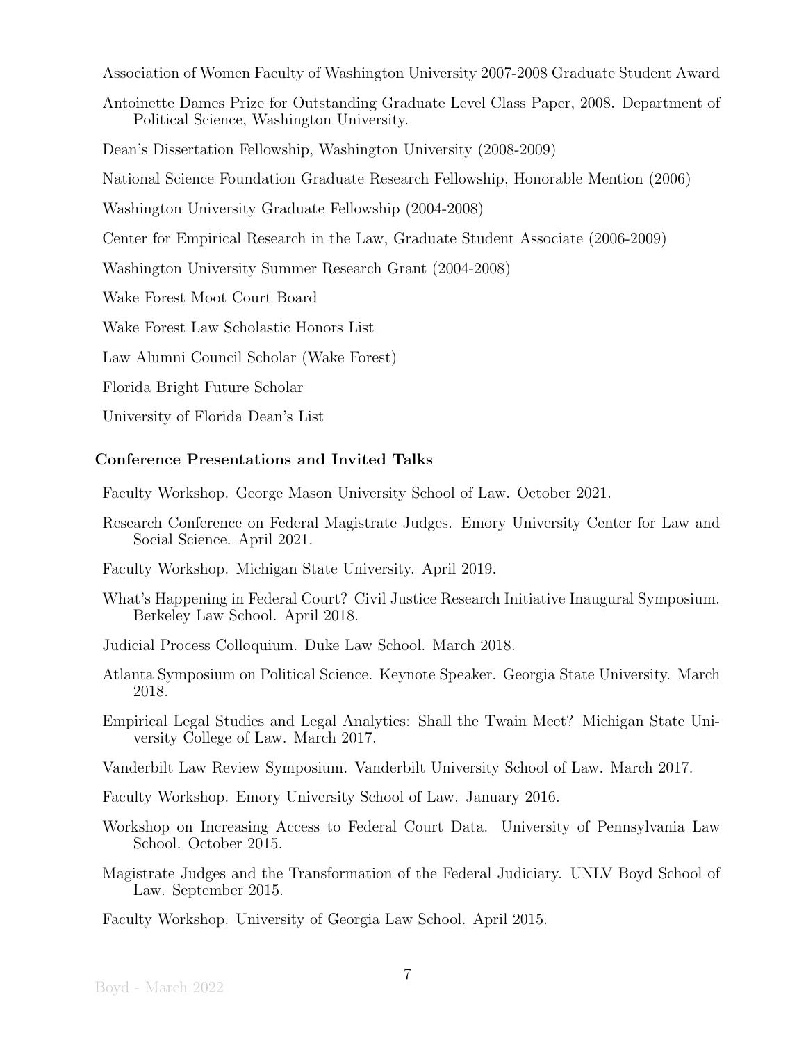Association of Women Faculty of Washington University 2007-2008 Graduate Student Award

Antoinette Dames Prize for Outstanding Graduate Level Class Paper, 2008. Department of Political Science, Washington University.

Dean's Dissertation Fellowship, Washington University (2008-2009)

National Science Foundation Graduate Research Fellowship, Honorable Mention (2006)

Washington University Graduate Fellowship (2004-2008)

Center for Empirical Research in the Law, Graduate Student Associate (2006-2009)

Washington University Summer Research Grant (2004-2008)

Wake Forest Moot Court Board

Wake Forest Law Scholastic Honors List

Law Alumni Council Scholar (Wake Forest)

Florida Bright Future Scholar

University of Florida Dean's List

### Conference Presentations and Invited Talks

Faculty Workshop. George Mason University School of Law. October 2021.

Research Conference on Federal Magistrate Judges. Emory University Center for Law and Social Science. April 2021.

Faculty Workshop. Michigan State University. April 2019.

What's Happening in Federal Court? Civil Justice Research Initiative Inaugural Symposium. Berkeley Law School. April 2018.

Judicial Process Colloquium. Duke Law School. March 2018.

Atlanta Symposium on Political Science. Keynote Speaker. Georgia State University. March 2018.

Empirical Legal Studies and Legal Analytics: Shall the Twain Meet? Michigan State University College of Law. March 2017.

Vanderbilt Law Review Symposium. Vanderbilt University School of Law. March 2017.

Faculty Workshop. Emory University School of Law. January 2016.

Workshop on Increasing Access to Federal Court Data. University of Pennsylvania Law School. October 2015.

Magistrate Judges and the Transformation of the Federal Judiciary. UNLV Boyd School of Law. September 2015.

Faculty Workshop. University of Georgia Law School. April 2015.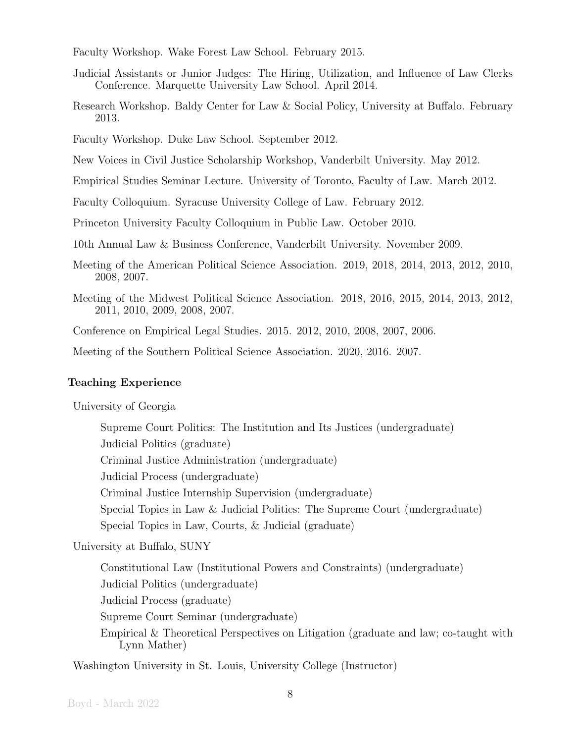Faculty Workshop. Wake Forest Law School. February 2015.

Judicial Assistants or Junior Judges: The Hiring, Utilization, and Influence of Law Clerks Conference. Marquette University Law School. April 2014.

Research Workshop. Baldy Center for Law & Social Policy, University at Buffalo. February 2013.

Faculty Workshop. Duke Law School. September 2012.

New Voices in Civil Justice Scholarship Workshop, Vanderbilt University. May 2012.

Empirical Studies Seminar Lecture. University of Toronto, Faculty of Law. March 2012.

Faculty Colloquium. Syracuse University College of Law. February 2012.

Princeton University Faculty Colloquium in Public Law. October 2010.

10th Annual Law & Business Conference, Vanderbilt University. November 2009.

Meeting of the American Political Science Association. 2019, 2018, 2014, 2013, 2012, 2010, 2008, 2007.

Meeting of the Midwest Political Science Association. 2018, 2016, 2015, 2014, 2013, 2012, 2011, 2010, 2009, 2008, 2007.

Conference on Empirical Legal Studies. 2015. 2012, 2010, 2008, 2007, 2006.

Meeting of the Southern Political Science Association. 2020, 2016. 2007.

## Teaching Experience

University of Georgia

- Supreme Court Politics: The Institution and Its Justices (undergraduate)
- Judicial Politics (graduate)
- Criminal Justice Administration (undergraduate)
- Judicial Process (undergraduate)
- Criminal Justice Internship Supervision (undergraduate)
- Special Topics in Law & Judicial Politics: The Supreme Court (undergraduate)
- Special Topics in Law, Courts, & Judicial (graduate)

University at Buffalo, SUNY

- Constitutional Law (Institutional Powers and Constraints) (undergraduate)
- Judicial Politics (undergraduate)
- Judicial Process (graduate)
- Supreme Court Seminar (undergraduate)
- Empirical & Theoretical Perspectives on Litigation (graduate and law; co-taught with Lynn Mather)

Washington University in St. Louis, University College (Instructor)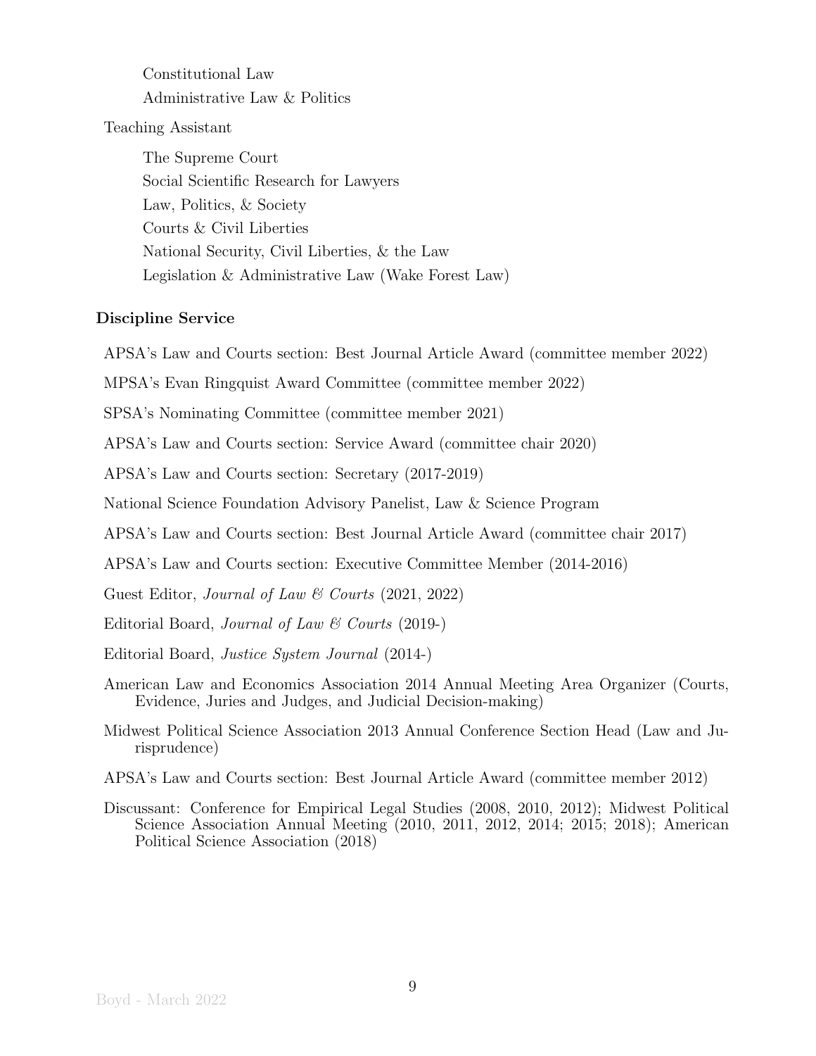Constitutional Law

Administrative Law & Politics

Teaching Assistant

The Supreme Court

Social Scientific Research for Lawyers

Law, Politics, & Society

Courts & Civil Liberties

National Security, Civil Liberties, & the Law

Legislation & Administrative Law (Wake Forest Law)

**Discipline Service**

APSA's Law and Courts section: Best Journal Article Award (committee member 2022)

MPSA's Evan Ringquist Award Committee (committee member 2022)

SPSA's Nominating Committee (committee member 2021)

APSA's Law and Courts section: Service Award (committee chair 2020)

APSA's Law and Courts section: Secretary (2017-2019)

National Science Foundation Advisory Panelist, Law & Science Program

APSA's Law and Courts section: Best Journal Article Award (committee chair 2017)

APSA's Law and Courts section: Executive Committee Member (2014-2016)

Guest Editor, *Journal of Law & Courts* (2021, 2022)

Editorial Board, *Journal of Law & Courts* (2019-)

Editorial Board, *Justice System Journal* (2014-)

American Law and Economics Association 2014 Annual Meeting Area Organizer (Courts, Evidence, Juries and Judges, and Judicial Decision-making)

Midwest Political Science Association 2013 Annual Conference Section Head (Law and Jurisprudence)

APSA's Law and Courts section: Best Journal Article Award (committee member 2012)

Discussant: Conference for Empirical Legal Studies (2008, 2010, 2012); Midwest Political Science Association Annual Meeting (2010, 2011, 2012, 2014; 2015; 2018); American Political Science Association (2018)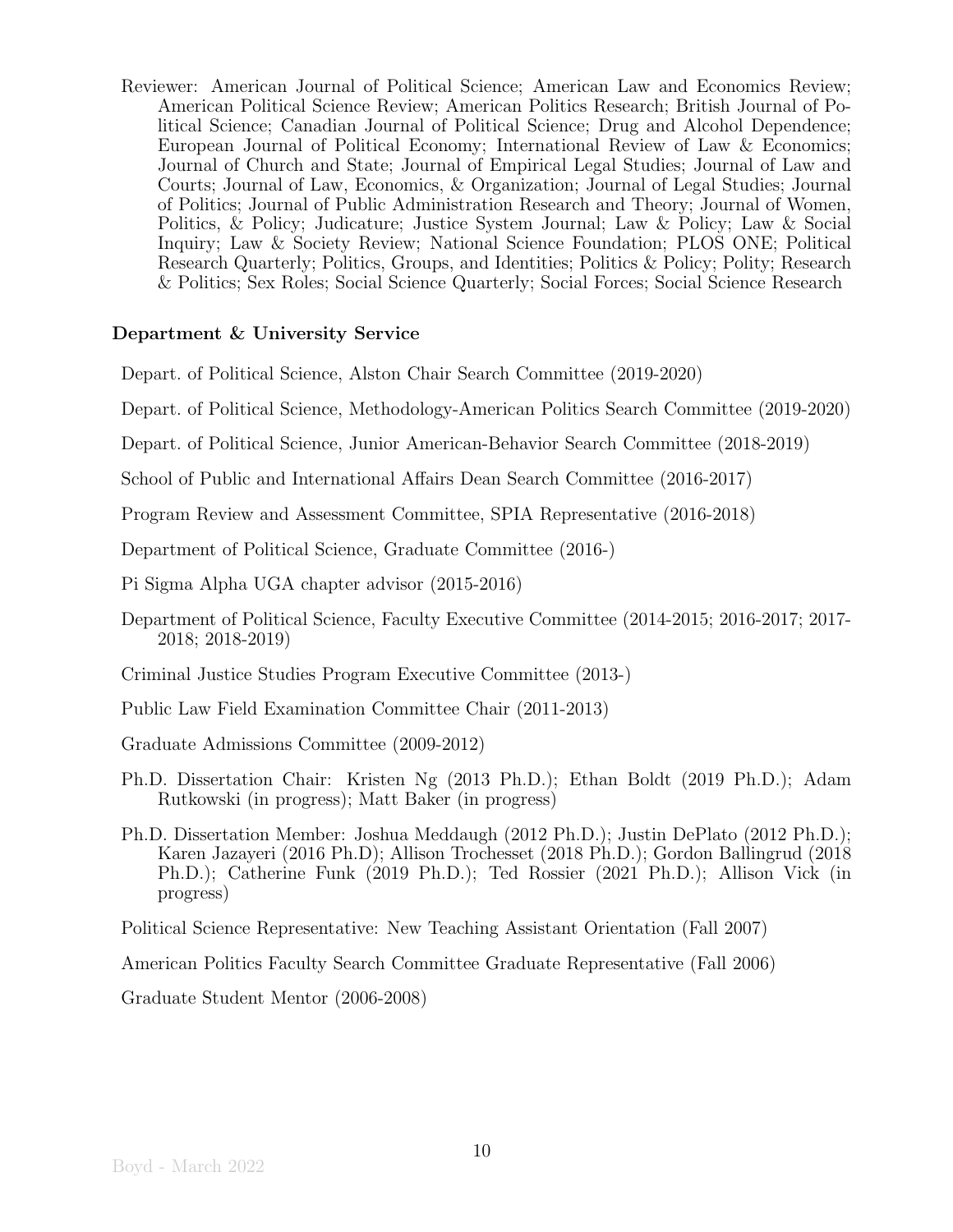Reviewer: American Journal of Political Science; American Law and Economics Review; American Political Science Review; American Politics Research; British Journal of Political Science; Canadian Journal of Political Science; Drug and Alcohol Dependence; European Journal of Political Economy; International Review of Law & Economics; Journal of Church and State; Journal of Empirical Legal Studies; Journal of Law and Courts; Journal of Law, Economics, & Organization; Journal of Legal Studies; Journal of Politics; Journal of Public Administration Research and Theory; Journal of Women, Politics, & Policy; Judicature; Justice System Journal; Law & Policy; Law & Social Inquiry; Law & Society Review; National Science Foundation; PLOS ONE; Political Research Quarterly; Politics, Groups, and Identities; Politics & Policy; Polity; Research & Politics; Sex Roles; Social Science Quarterly; Social Forces; Social Science Research

### Department & University Service

Depart. of Political Science, Alston Chair Search Committee (2019-2020)

Depart. of Political Science, Methodology-American Politics Search Committee (2019-2020)

Depart. of Political Science, Junior American-Behavior Search Committee (2018-2019)

School of Public and International Affairs Dean Search Committee (2016-2017)

Program Review and Assessment Committee, SPIA Representative (2016-2018)

Department of Political Science, Graduate Committee (2016-)

Pi Sigma Alpha UGA chapter advisor (2015-2016)

Department of Political Science, Faculty Executive Committee (2014-2015; 2016-2017; 2017-2018; 2018-2019)

Criminal Justice Studies Program Executive Committee (2013-)

Public Law Field Examination Committee Chair (2011-2013)

Graduate Admissions Committee (2009-2012)

Ph.D. Dissertation Chair: Kristen Ng (2013 Ph.D.); Ethan Boldt (2019 Ph.D.); Adam Rutkowski (in progress); Matt Baker (in progress)

Ph.D. Dissertation Member: Joshua Meddaugh (2012 Ph.D.); Justin DePlato (2012 Ph.D.); Karen Jazayeri (2016 Ph.D); Allison Trochesset (2018 Ph.D.); Gordon Ballingrud (2018 Ph.D.); Catherine Funk (2019 Ph.D.); Ted Rossier (2021 Ph.D.); Allison Vick (in progress)

Political Science Representative: New Teaching Assistant Orientation (Fall 2007)

American Politics Faculty Search Committee Graduate Representative (Fall 2006)

Graduate Student Mentor (2006-2008)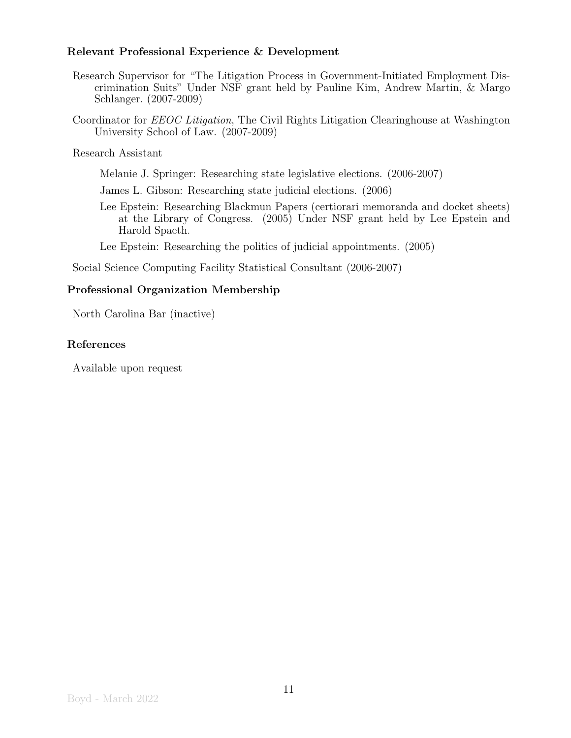### Relevant Professional Experience & Development

Research Supervisor for "The Litigation Process in Government-Initiated Employment Discrimination Suits" Under NSF grant held by Pauline Kim, Andrew Martin, & Margo Schlanger. (2007-2009)

Coordinator for *EEOC Litigation*, The Civil Rights Litigation Clearinghouse at Washington University School of Law. (2007-2009)

Research Assistant

- Melanie J. Springer: Researching state legislative elections. (2006-2007)
- James L. Gibson: Researching state judicial elections. (2006)
- Lee Epstein: Researching Blackmun Papers (certiorari memoranda and docket sheets) at the Library of Congress. (2005) Under NSF grant held by Lee Epstein and Harold Spaeth.
- Lee Epstein: Researching the politics of judicial appointments. (2005)

Social Science Computing Facility Statistical Consultant (2006-2007)

### Professional Organization Membership

North Carolina Bar (inactive)

### References

Available upon request